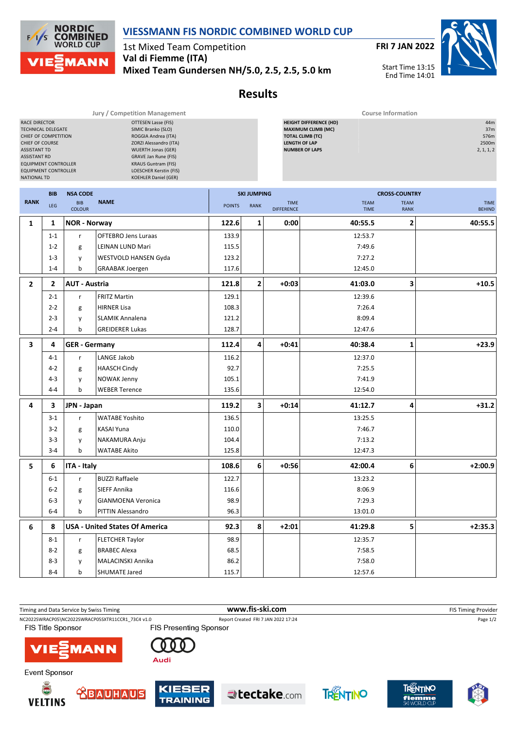# VIESSMANN FIS NORDIC COMBINED WORLD CUP

1st Mixed Team Competition
**Val di Fiemme (ITA)**
**Mixed Team Gundersen NH/5.0, 2.5, 2.5, 5.0 km**

**FRI 7 JAN 2022**

Start Time 13:15
End Time 14:01

## Results

| Jury / Competition Management | |
|---|---|
| RACE DIRECTOR | OTTESEN Lasse (FIS) |
| TECHNICAL DELEGATE | SIMIC Branko (SLO) |
| CHIEF OF COMPETITION | ROGGIA Andrea (ITA) |
| CHIEF OF COURSE | ZORZI Alessandro (ITA) |
| ASSISTANT TD | WUERTH Jonas (GER) |
| ASSISTANT RD | GRAVE Jan Rune (FIS) |
| EQUIPMENT CONTROLLER | KRAUS Guntram (FIS) |
| EQUIPMENT CONTROLLER | LOESCHER Kerstin (FIS) |
| NATIONAL TD | KOEHLER Daniel (GER) |

| Course Information | |
|---|---|
| HEIGHT DIFFERENCE (HD) | 44m |
| MAXIMUM CLIMB (MC) | 37m |
| TOTAL CLIMB (TC) | 576m |
| LENGTH OF LAP | 2500m |
| NUMBER OF LAPS | 2, 1, 1, 2 |

| RANK | BIB / LEG | NSA CODE / BIB COLOUR | NAME | SKI JUMPING POINTS | SKI JUMPING RANK | TIME DIFFERENCE | CROSS-COUNTRY TEAM TIME | TEAM RANK | TIME BEHIND |
|---|---|---|---|---|---|---|---|---|---|
| **1** | **1** | **NOR - Norway** | | **122.6** | **1** | **0:00** | **40:55.5** | **2** | **40:55.5** |
| | 1-1 | r | OFTEBRO Jens Luraas | 133.9 | | | 12:53.7 | | |
| | 1-2 | g | LEINAN LUND Mari | 115.5 | | | 7:49.6 | | |
| | 1-3 | y | WESTVOLD HANSEN Gyda | 123.2 | | | 7:27.2 | | |
| | 1-4 | b | GRAABAK Joergen | 117.6 | | | 12:45.0 | | |
| **2** | **2** | **AUT - Austria** | | **121.8** | **2** | **+0:03** | **41:03.0** | **3** | **+10.5** |
| | 2-1 | r | FRITZ Martin | 129.1 | | | 12:39.6 | | |
| | 2-2 | g | HIRNER Lisa | 108.3 | | | 7:26.4 | | |
| | 2-3 | y | SLAMIK Annalena | 121.2 | | | 8:09.4 | | |
| | 2-4 | b | GREIDERER Lukas | 128.7 | | | 12:47.6 | | |
| **3** | **4** | **GER - Germany** | | **112.4** | **4** | **+0:41** | **40:38.4** | **1** | **+23.9** |
| | 4-1 | r | LANGE Jakob | 116.2 | | | 12:37.0 | | |
| | 4-2 | g | HAASCH Cindy | 92.7 | | | 7:25.5 | | |
| | 4-3 | y | NOWAK Jenny | 105.1 | | | 7:41.9 | | |
| | 4-4 | b | WEBER Terence | 135.6 | | | 12:54.0 | | |
| **4** | **3** | **JPN - Japan** | | **119.2** | **3** | **+0:14** | **41:12.7** | **4** | **+31.2** |
| | 3-1 | r | WATABE Yoshito | 136.5 | | | 13:25.5 | | |
| | 3-2 | g | KASAI Yuna | 110.0 | | | 7:46.7 | | |
| | 3-3 | y | NAKAMURA Anju | 104.4 | | | 7:13.2 | | |
| | 3-4 | b | WATABE Akito | 125.8 | | | 12:47.3 | | |
| **5** | **6** | **ITA - Italy** | | **108.6** | **6** | **+0:56** | **42:00.4** | **6** | **+2:00.9** |
| | 6-1 | r | BUZZI Raffaele | 122.7 | | | 13:23.2 | | |
| | 6-2 | g | SIEFF Annika | 116.6 | | | 8:06.9 | | |
| | 6-3 | y | GIANMOENA Veronica | 98.9 | | | 7:29.3 | | |
| | 6-4 | b | PITTIN Alessandro | 96.3 | | | 13:01.0 | | |
| **6** | **8** | **USA - United States Of America** | | **92.3** | **8** | **+2:01** | **41:29.8** | **5** | **+2:35.3** |
| | 8-1 | r | FLETCHER Taylor | 98.9 | | | 12:35.7 | | |
| | 8-2 | g | BRABEC Alexa | 68.5 | | | 7:58.5 | | |
| | 8-3 | y | MALACINSKI Annika | 86.2 | | | 7:58.0 | | |
| | 8-4 | b | SHUMATE Jared | 115.7 | | | 12:57.6 | | |

Timing and Data Service by Swiss Timing — www.fis-ski.com — FIS Timing Provider
NC2022SWRACP05\NC2022SWRACP05SXTR11CCR1_73C4 v1.0 — Report Created FRI 7 JAN 2022 17:24

FIS Title Sponsor: VIESSMANN — FIS Presenting Sponsor: Audi
Event Sponsor: VELTINS, BAUHAUS, KIESER TRAINING, tectake.com, TRENTINO, TRENTINO fiemme SKI WORLD CUP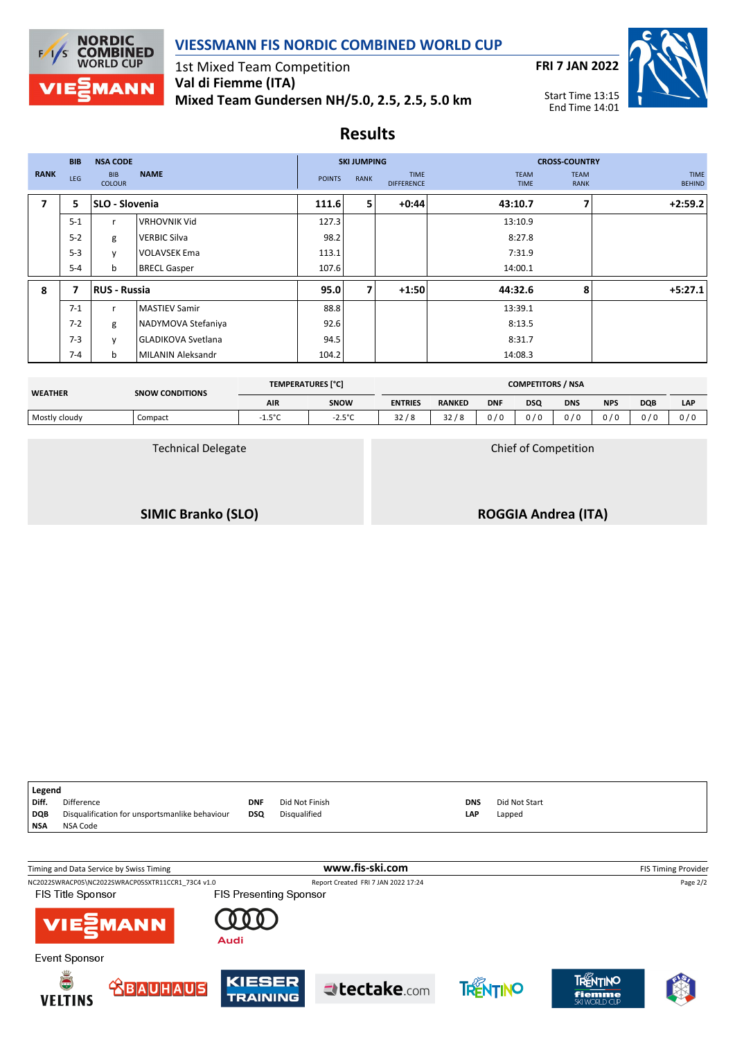# VIESSMANN FIS NORDIC COMBINED WORLD CUP

1st Mixed Team Competition
**Val di Fiemme (ITA)**
**Mixed Team Gundersen NH/5.0, 2.5, 2.5, 5.0 km**

**FRI 7 JAN 2022**

Start Time 13:15
End Time 14:01

## Results

| RANK | BIB / LEG | NSA CODE / BIB COLOUR | NAME | SKI JUMPING POINTS | SKI JUMPING RANK | SKI JUMPING TIME DIFFERENCE | CROSS-COUNTRY TEAM TIME | CROSS-COUNTRY TEAM RANK | TIME BEHIND |
|---|---|---|---|---|---|---|---|---|---|
| **7** | **5** | **SLO - Slovenia** | | **111.6** | **5** | **+0:44** | **43:10.7** | **7** | **+2:59.2** |
| | 5-1 | r | VRHOVNIK Vid | 127.3 | | | 13:10.9 | | |
| | 5-2 | g | VERBIC Silva | 98.2 | | | 8:27.8 | | |
| | 5-3 | y | VOLAVSEK Ema | 113.1 | | | 7:31.9 | | |
| | 5-4 | b | BRECL Gasper | 107.6 | | | 14:00.1 | | |
| **8** | **7** | **RUS - Russia** | | **95.0** | **7** | **+1:50** | **44:32.6** | **8** | **+5:27.1** |
| | 7-1 | r | MASTIEV Samir | 88.8 | | | 13:39.1 | | |
| | 7-2 | g | NADYMOVA Stefaniya | 92.6 | | | 8:13.5 | | |
| | 7-3 | y | GLADIKOVA Svetlana | 94.5 | | | 8:31.7 | | |
| | 7-4 | b | MILANIN Aleksandr | 104.2 | | | 14:08.3 | | |

| WEATHER | SNOW CONDITIONS | TEMPERATURES [°C] | | COMPETITORS / NSA | | | | | | | |
|---|---|---|---|---|---|---|---|---|---|---|---|
| | | AIR | SNOW | ENTRIES | RANKED | DNF | DSQ | DNS | NPS | DQB | LAP |
| Mostly cloudy | Compact | -1.5°C | -2.5°C | 32 / 8 | 32 / 8 | 0 / 0 | 0 / 0 | 0 / 0 | 0 / 0 | 0 / 0 | 0 / 0 |

| Technical Delegate | Chief of Competition |
|---|---|
| **SIMIC Branko (SLO)** | **ROGGIA Andrea (ITA)** |

**Legend**

| | | | | | |
|---|---|---|---|---|---|
| **Diff.** | Difference | **DNF** | Did Not Finish | **DNS** | Did Not Start |
| **DQB** | Disqualification for unsportsmanlike behaviour | **DSQ** | Disqualified | **LAP** | Lapped |
| **NSA** | NSA Code | | | | |

Timing and Data Service by Swiss Timing — www.fis-ski.com — FIS Timing Provider

NC2022SWRACP05\NC2022SWRACP05SXTR11CCR1_73C4 v1.0 — Report Created FRI 7 JAN 2022 17:24

FIS Title Sponsor — FIS Presenting Sponsor

Event Sponsor